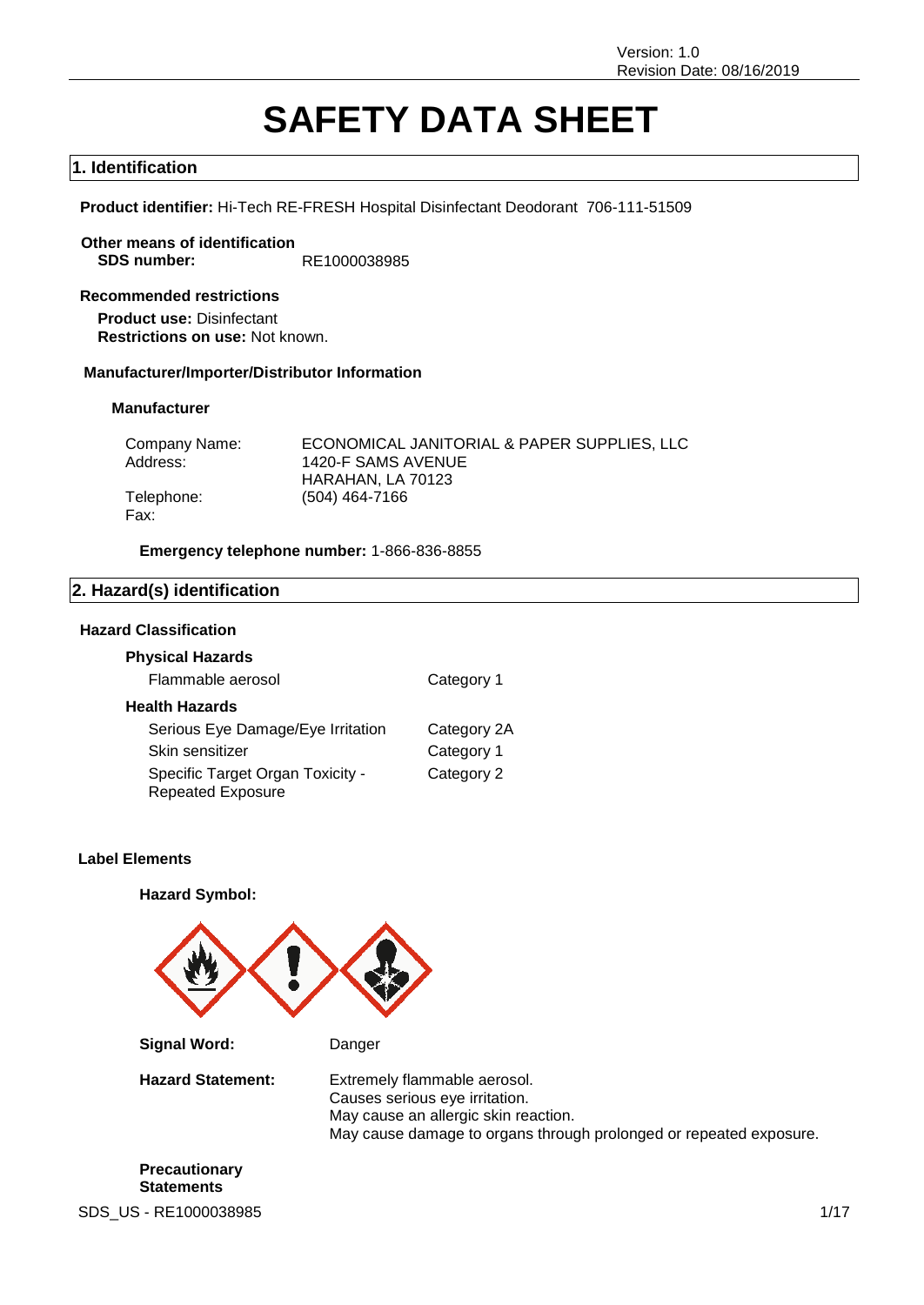Version: 1.0
Revision Date: 08/16/2019

# SAFETY DATA SHEET

## 1. Identification

**Product identifier:** Hi-Tech RE-FRESH Hospital Disinfectant Deodorant 706-111-51509

**Other means of identification**
**SDS number:** RE1000038985

**Recommended restrictions**
**Product use:** Disinfectant
**Restrictions on use:** Not known.

**Manufacturer/Importer/Distributor Information**

**Manufacturer**

| | |
|---|---|
| Company Name: | ECONOMICAL JANITORIAL & PAPER SUPPLIES, LLC |
| Address: | 1420-F SAMS AVENUE<br>HARAHAN, LA 70123 |
| Telephone: | (504) 464-7166 |
| Fax: | |

**Emergency telephone number:** 1-866-836-8855

## 2. Hazard(s) identification

**Hazard Classification**

**Physical Hazards**

| | |
|---|---|
| Flammable aerosol | Category 1 |

**Health Hazards**

| | |
|---|---|
| Serious Eye Damage/Eye Irritation | Category 2A |
| Skin sensitizer | Category 1 |
| Specific Target Organ Toxicity - Repeated Exposure | Category 2 |

**Label Elements**

**Hazard Symbol:**

**Signal Word:** Danger

**Hazard Statement:**
Extremely flammable aerosol.
Causes serious eye irritation.
May cause an allergic skin reaction.
May cause damage to organs through prolonged or repeated exposure.

**Precautionary Statements**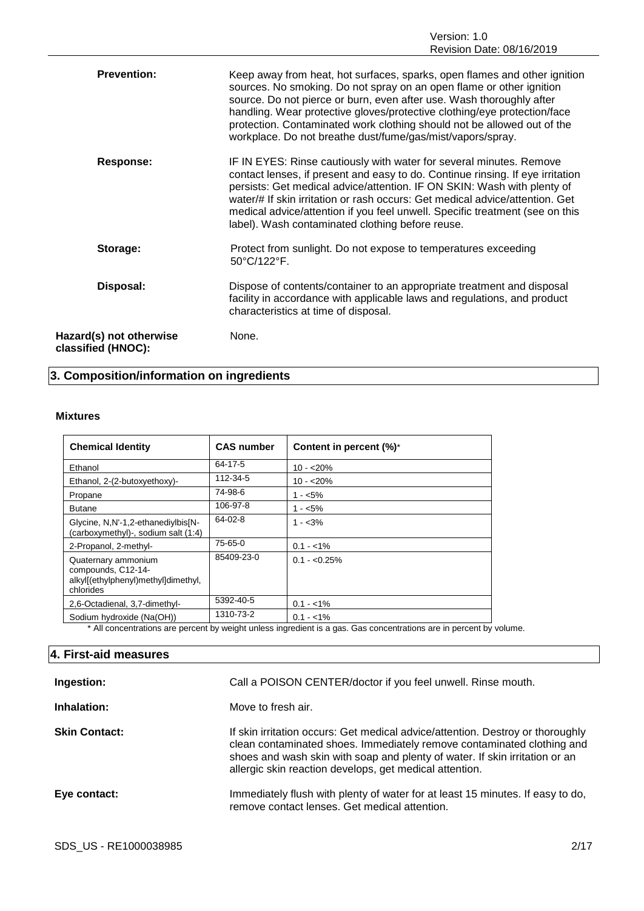**Prevention:** Keep away from heat, hot surfaces, sparks, open flames and other ignition sources. No smoking. Do not spray on an open flame or other ignition source. Do not pierce or burn, even after use. Wash thoroughly after handling. Wear protective gloves/protective clothing/eye protection/face protection. Contaminated work clothing should not be allowed out of the workplace. Do not breathe dust/fume/gas/mist/vapors/spray.

**Response:** IF IN EYES: Rinse cautiously with water for several minutes. Remove contact lenses, if present and easy to do. Continue rinsing. If eye irritation persists: Get medical advice/attention. IF ON SKIN: Wash with plenty of water/# If skin irritation or rash occurs: Get medical advice/attention. Get medical advice/attention if you feel unwell. Specific treatment (see on this label). Wash contaminated clothing before reuse.

**Storage:** Protect from sunlight. Do not expose to temperatures exceeding 50°C/122°F.

**Disposal:** Dispose of contents/container to an appropriate treatment and disposal facility in accordance with applicable laws and regulations, and product characteristics at time of disposal.

**Hazard(s) not otherwise classified (HNOC):** None.

## 3. Composition/information on ingredients

### Mixtures

| Chemical Identity | CAS number | Content in percent (%)* |
|---|---|---|
| Ethanol | 64-17-5 | 10 - <20% |
| Ethanol, 2-(2-butoxyethoxy)- | 112-34-5 | 10 - <20% |
| Propane | 74-98-6 | 1 - <5% |
| Butane | 106-97-8 | 1 - <5% |
| Glycine, N,N'-1,2-ethanediylbis[N-(carboxymethyl)-, sodium salt (1:4) | 64-02-8 | 1 - <3% |
| 2-Propanol, 2-methyl- | 75-65-0 | 0.1 - <1% |
| Quaternary ammonium compounds, C12-14-alkyl[(ethylphenyl)methyl]dimethyl, chlorides | 85409-23-0 | 0.1 - <0.25% |
| 2,6-Octadienal, 3,7-dimethyl- | 5392-40-5 | 0.1 - <1% |
| Sodium hydroxide (Na(OH)) | 1310-73-2 | 0.1 - <1% |

\* All concentrations are percent by weight unless ingredient is a gas. Gas concentrations are in percent by volume.

## 4. First-aid measures

**Ingestion:** Call a POISON CENTER/doctor if you feel unwell. Rinse mouth.

**Inhalation:** Move to fresh air.

**Skin Contact:** If skin irritation occurs: Get medical advice/attention. Destroy or thoroughly clean contaminated shoes. Immediately remove contaminated clothing and shoes and wash skin with soap and plenty of water. If skin irritation or an allergic skin reaction develops, get medical attention.

**Eye contact:** Immediately flush with plenty of water for at least 15 minutes. If easy to do, remove contact lenses. Get medical attention.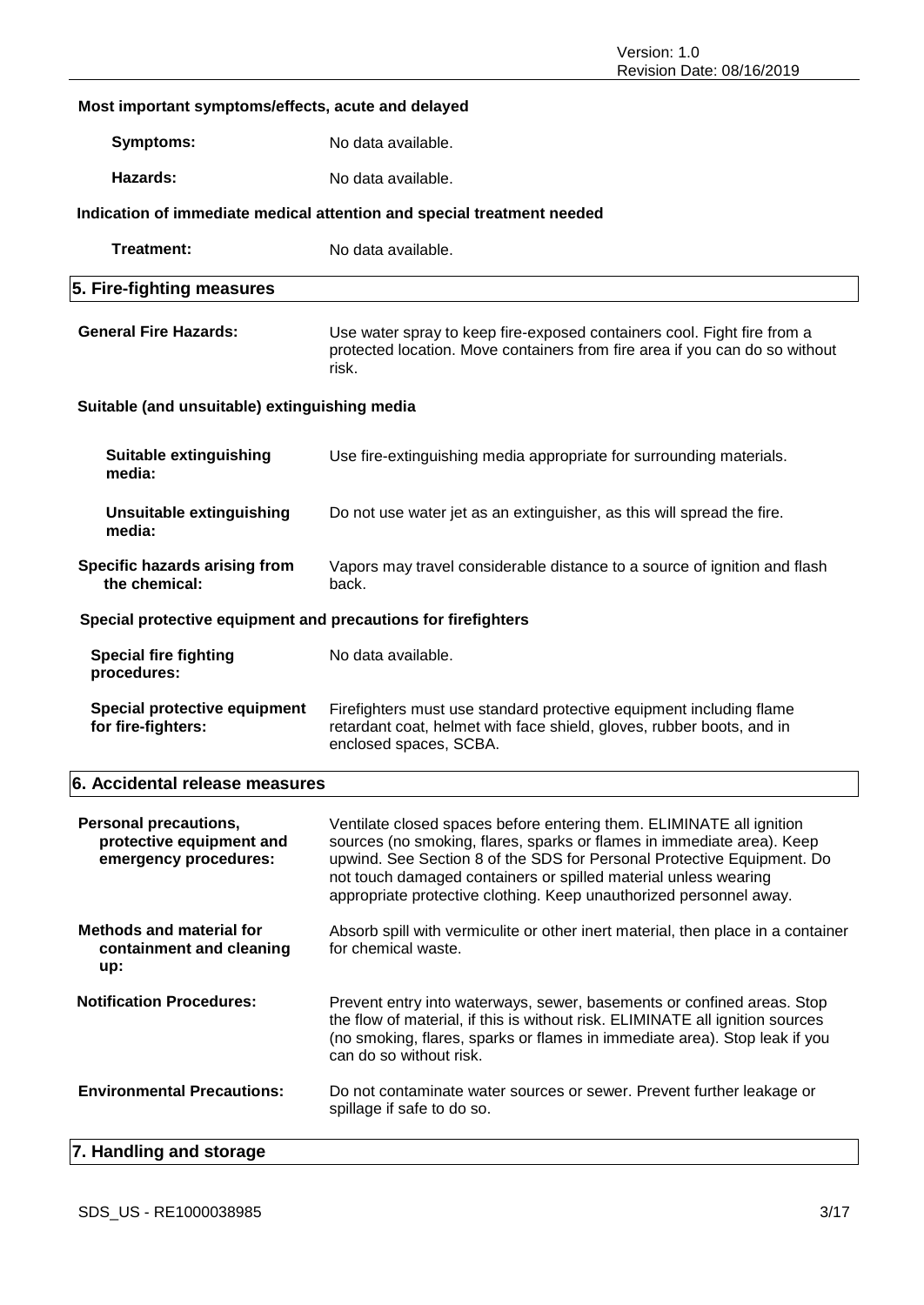**Most important symptoms/effects, acute and delayed**

**Symptoms:** No data available.

**Hazards:** No data available.

**Indication of immediate medical attention and special treatment needed**

**Treatment:** No data available.

## 5. Fire-fighting measures

**General Fire Hazards:** Use water spray to keep fire-exposed containers cool. Fight fire from a protected location. Move containers from fire area if you can do so without risk.

**Suitable (and unsuitable) extinguishing media**

**Suitable extinguishing media:** Use fire-extinguishing media appropriate for surrounding materials.

**Unsuitable extinguishing media:** Do not use water jet as an extinguisher, as this will spread the fire.

**Specific hazards arising from the chemical:** Vapors may travel considerable distance to a source of ignition and flash back.

**Special protective equipment and precautions for firefighters**

**Special fire fighting procedures:** No data available.

**Special protective equipment for fire-fighters:** Firefighters must use standard protective equipment including flame retardant coat, helmet with face shield, gloves, rubber boots, and in enclosed spaces, SCBA.

## 6. Accidental release measures

**Personal precautions, protective equipment and emergency procedures:** Ventilate closed spaces before entering them. ELIMINATE all ignition sources (no smoking, flares, sparks or flames in immediate area). Keep upwind. See Section 8 of the SDS for Personal Protective Equipment. Do not touch damaged containers or spilled material unless wearing appropriate protective clothing. Keep unauthorized personnel away.

**Methods and material for containment and cleaning up:** Absorb spill with vermiculite or other inert material, then place in a container for chemical waste.

**Notification Procedures:** Prevent entry into waterways, sewer, basements or confined areas. Stop the flow of material, if this is without risk. ELIMINATE all ignition sources (no smoking, flares, sparks or flames in immediate area). Stop leak if you can do so without risk.

**Environmental Precautions:** Do not contaminate water sources or sewer. Prevent further leakage or spillage if safe to do so.

## 7. Handling and storage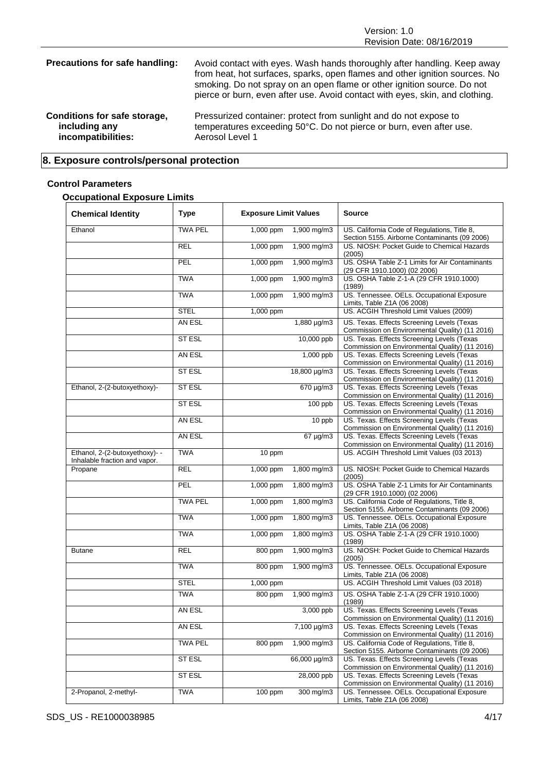| | |
|---|---|
| **Precautions for safe handling:** | Avoid contact with eyes. Wash hands thoroughly after handling. Keep away from heat, hot surfaces, sparks, open flames and other ignition sources. No smoking. Do not spray on an open flame or other ignition source. Do not pierce or burn, even after use. Avoid contact with eyes, skin, and clothing. |
| **Conditions for safe storage, including any incompatibilities:** | Pressurized container: protect from sunlight and do not expose to temperatures exceeding 50°C. Do not pierce or burn, even after use. Aerosol Level 1 |

## 8. Exposure controls/personal protection

### Control Parameters

#### Occupational Exposure Limits

| Chemical Identity | Type | Exposure Limit Values | | Source |
|---|---|---|---|---|
| Ethanol | TWA PEL | 1,000 ppm | 1,900 mg/m3 | US. California Code of Regulations, Title 8, Section 5155. Airborne Contaminants (09 2006) |
| | REL | 1,000 ppm | 1,900 mg/m3 | US. NIOSH: Pocket Guide to Chemical Hazards (2005) |
| | PEL | 1,000 ppm | 1,900 mg/m3 | US. OSHA Table Z-1 Limits for Air Contaminants (29 CFR 1910.1000) (02 2006) |
| | TWA | 1,000 ppm | 1,900 mg/m3 | US. OSHA Table Z-1-A (29 CFR 1910.1000) (1989) |
| | TWA | 1,000 ppm | 1,900 mg/m3 | US. Tennessee. OELs. Occupational Exposure Limits, Table Z1A (06 2008) |
| | STEL | 1,000 ppm | | US. ACGIH Threshold Limit Values (2009) |
| | AN ESL | | 1,880 µg/m3 | US. Texas. Effects Screening Levels (Texas Commission on Environmental Quality) (11 2016) |
| | ST ESL | | 10,000 ppb | US. Texas. Effects Screening Levels (Texas Commission on Environmental Quality) (11 2016) |
| | AN ESL | | 1,000 ppb | US. Texas. Effects Screening Levels (Texas Commission on Environmental Quality) (11 2016) |
| | ST ESL | | 18,800 µg/m3 | US. Texas. Effects Screening Levels (Texas Commission on Environmental Quality) (11 2016) |
| Ethanol, 2-(2-butoxyethoxy)- | ST ESL | | 670 µg/m3 | US. Texas. Effects Screening Levels (Texas Commission on Environmental Quality) (11 2016) |
| | ST ESL | | 100 ppb | US. Texas. Effects Screening Levels (Texas Commission on Environmental Quality) (11 2016) |
| | AN ESL | | 10 ppb | US. Texas. Effects Screening Levels (Texas Commission on Environmental Quality) (11 2016) |
| | AN ESL | | 67 µg/m3 | US. Texas. Effects Screening Levels (Texas Commission on Environmental Quality) (11 2016) |
| Ethanol, 2-(2-butoxyethoxy)- - Inhalable fraction and vapor. | TWA | 10 ppm | | US. ACGIH Threshold Limit Values (03 2013) |
| Propane | REL | 1,000 ppm | 1,800 mg/m3 | US. NIOSH: Pocket Guide to Chemical Hazards (2005) |
| | PEL | 1,000 ppm | 1,800 mg/m3 | US. OSHA Table Z-1 Limits for Air Contaminants (29 CFR 1910.1000) (02 2006) |
| | TWA PEL | 1,000 ppm | 1,800 mg/m3 | US. California Code of Regulations, Title 8, Section 5155. Airborne Contaminants (09 2006) |
| | TWA | 1,000 ppm | 1,800 mg/m3 | US. Tennessee. OELs. Occupational Exposure Limits, Table Z1A (06 2008) |
| | TWA | 1,000 ppm | 1,800 mg/m3 | US. OSHA Table Z-1-A (29 CFR 1910.1000) (1989) |
| Butane | REL | 800 ppm | 1,900 mg/m3 | US. NIOSH: Pocket Guide to Chemical Hazards (2005) |
| | TWA | 800 ppm | 1,900 mg/m3 | US. Tennessee. OELs. Occupational Exposure Limits, Table Z1A (06 2008) |
| | STEL | 1,000 ppm | | US. ACGIH Threshold Limit Values (03 2018) |
| | TWA | 800 ppm | 1,900 mg/m3 | US. OSHA Table Z-1-A (29 CFR 1910.1000) (1989) |
| | AN ESL | | 3,000 ppb | US. Texas. Effects Screening Levels (Texas Commission on Environmental Quality) (11 2016) |
| | AN ESL | | 7,100 µg/m3 | US. Texas. Effects Screening Levels (Texas Commission on Environmental Quality) (11 2016) |
| | TWA PEL | 800 ppm | 1,900 mg/m3 | US. California Code of Regulations, Title 8, Section 5155. Airborne Contaminants (09 2006) |
| | ST ESL | | 66,000 µg/m3 | US. Texas. Effects Screening Levels (Texas Commission on Environmental Quality) (11 2016) |
| | ST ESL | | 28,000 ppb | US. Texas. Effects Screening Levels (Texas Commission on Environmental Quality) (11 2016) |
| 2-Propanol, 2-methyl- | TWA | 100 ppm | 300 mg/m3 | US. Tennessee. OELs. Occupational Exposure Limits, Table Z1A (06 2008) |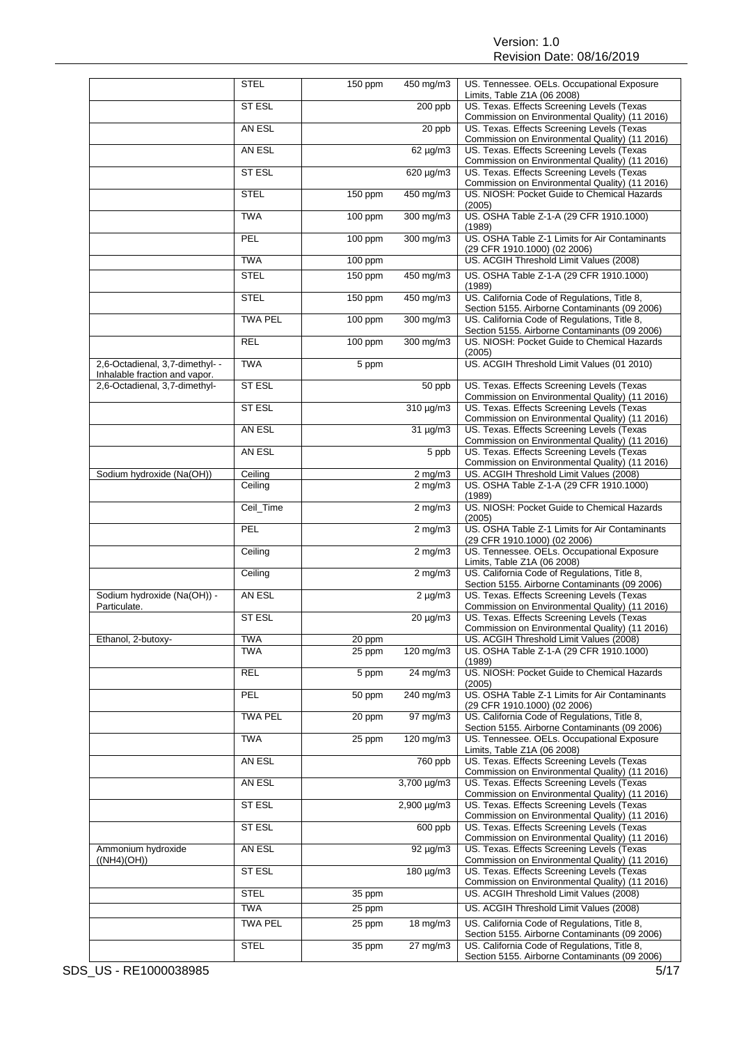| | STEL | 150 ppm | 450 mg/m3 | US. Tennessee. OELs. Occupational Exposure Limits, Table Z1A (06 2008) |
|---|---|---|---|---|
| | ST ESL | | 200 ppb | US. Texas. Effects Screening Levels (Texas Commission on Environmental Quality) (11 2016) |
| | AN ESL | | 20 ppb | US. Texas. Effects Screening Levels (Texas Commission on Environmental Quality) (11 2016) |
| | AN ESL | | 62 µg/m3 | US. Texas. Effects Screening Levels (Texas Commission on Environmental Quality) (11 2016) |
| | ST ESL | | 620 µg/m3 | US. Texas. Effects Screening Levels (Texas Commission on Environmental Quality) (11 2016) |
| | STEL | 150 ppm | 450 mg/m3 | US. NIOSH: Pocket Guide to Chemical Hazards (2005) |
| | TWA | 100 ppm | 300 mg/m3 | US. OSHA Table Z-1-A (29 CFR 1910.1000) (1989) |
| | PEL | 100 ppm | 300 mg/m3 | US. OSHA Table Z-1 Limits for Air Contaminants (29 CFR 1910.1000) (02 2006) |
| | TWA | 100 ppm | | US. ACGIH Threshold Limit Values (2008) |
| | STEL | 150 ppm | 450 mg/m3 | US. OSHA Table Z-1-A (29 CFR 1910.1000) (1989) |
| | STEL | 150 ppm | 450 mg/m3 | US. California Code of Regulations, Title 8, Section 5155. Airborne Contaminants (09 2006) |
| | TWA PEL | 100 ppm | 300 mg/m3 | US. California Code of Regulations, Title 8, Section 5155. Airborne Contaminants (09 2006) |
| | REL | 100 ppm | 300 mg/m3 | US. NIOSH: Pocket Guide to Chemical Hazards (2005) |
| 2,6-Octadienal, 3,7-dimethyl- - Inhalable fraction and vapor. | TWA | 5 ppm | | US. ACGIH Threshold Limit Values (01 2010) |
| 2,6-Octadienal, 3,7-dimethyl- | ST ESL | | 50 ppb | US. Texas. Effects Screening Levels (Texas Commission on Environmental Quality) (11 2016) |
| | ST ESL | | 310 µg/m3 | US. Texas. Effects Screening Levels (Texas Commission on Environmental Quality) (11 2016) |
| | AN ESL | | 31 µg/m3 | US. Texas. Effects Screening Levels (Texas Commission on Environmental Quality) (11 2016) |
| | AN ESL | | 5 ppb | US. Texas. Effects Screening Levels (Texas Commission on Environmental Quality) (11 2016) |
| Sodium hydroxide (Na(OH)) | Ceiling | | 2 mg/m3 | US. ACGIH Threshold Limit Values (2008) |
| | Ceiling | | 2 mg/m3 | US. OSHA Table Z-1-A (29 CFR 1910.1000) (1989) |
| | Ceil_Time | | 2 mg/m3 | US. NIOSH: Pocket Guide to Chemical Hazards (2005) |
| | PEL | | 2 mg/m3 | US. OSHA Table Z-1 Limits for Air Contaminants (29 CFR 1910.1000) (02 2006) |
| | Ceiling | | 2 mg/m3 | US. Tennessee. OELs. Occupational Exposure Limits, Table Z1A (06 2008) |
| | Ceiling | | 2 mg/m3 | US. California Code of Regulations, Title 8, Section 5155. Airborne Contaminants (09 2006) |
| Sodium hydroxide (Na(OH)) - Particulate. | AN ESL | | 2 µg/m3 | US. Texas. Effects Screening Levels (Texas Commission on Environmental Quality) (11 2016) |
| | ST ESL | | 20 µg/m3 | US. Texas. Effects Screening Levels (Texas Commission on Environmental Quality) (11 2016) |
| Ethanol, 2-butoxy- | TWA | 20 ppm | | US. ACGIH Threshold Limit Values (2008) |
| | TWA | 25 ppm | 120 mg/m3 | US. OSHA Table Z-1-A (29 CFR 1910.1000) (1989) |
| | REL | 5 ppm | 24 mg/m3 | US. NIOSH: Pocket Guide to Chemical Hazards (2005) |
| | PEL | 50 ppm | 240 mg/m3 | US. OSHA Table Z-1 Limits for Air Contaminants (29 CFR 1910.1000) (02 2006) |
| | TWA PEL | 20 ppm | 97 mg/m3 | US. California Code of Regulations, Title 8, Section 5155. Airborne Contaminants (09 2006) |
| | TWA | 25 ppm | 120 mg/m3 | US. Tennessee. OELs. Occupational Exposure Limits, Table Z1A (06 2008) |
| | AN ESL | | 760 ppb | US. Texas. Effects Screening Levels (Texas Commission on Environmental Quality) (11 2016) |
| | AN ESL | | 3,700 µg/m3 | US. Texas. Effects Screening Levels (Texas Commission on Environmental Quality) (11 2016) |
| | ST ESL | | 2,900 µg/m3 | US. Texas. Effects Screening Levels (Texas Commission on Environmental Quality) (11 2016) |
| | ST ESL | | 600 ppb | US. Texas. Effects Screening Levels (Texas Commission on Environmental Quality) (11 2016) |
| Ammonium hydroxide ((NH4)(OH)) | AN ESL | | 92 µg/m3 | US. Texas. Effects Screening Levels (Texas Commission on Environmental Quality) (11 2016) |
| | ST ESL | | 180 µg/m3 | US. Texas. Effects Screening Levels (Texas Commission on Environmental Quality) (11 2016) |
| | STEL | 35 ppm | | US. ACGIH Threshold Limit Values (2008) |
| | TWA | 25 ppm | | US. ACGIH Threshold Limit Values (2008) |
| | TWA PEL | 25 ppm | 18 mg/m3 | US. California Code of Regulations, Title 8, Section 5155. Airborne Contaminants (09 2006) |
| | STEL | 35 ppm | 27 mg/m3 | US. California Code of Regulations, Title 8, Section 5155. Airborne Contaminants (09 2006) |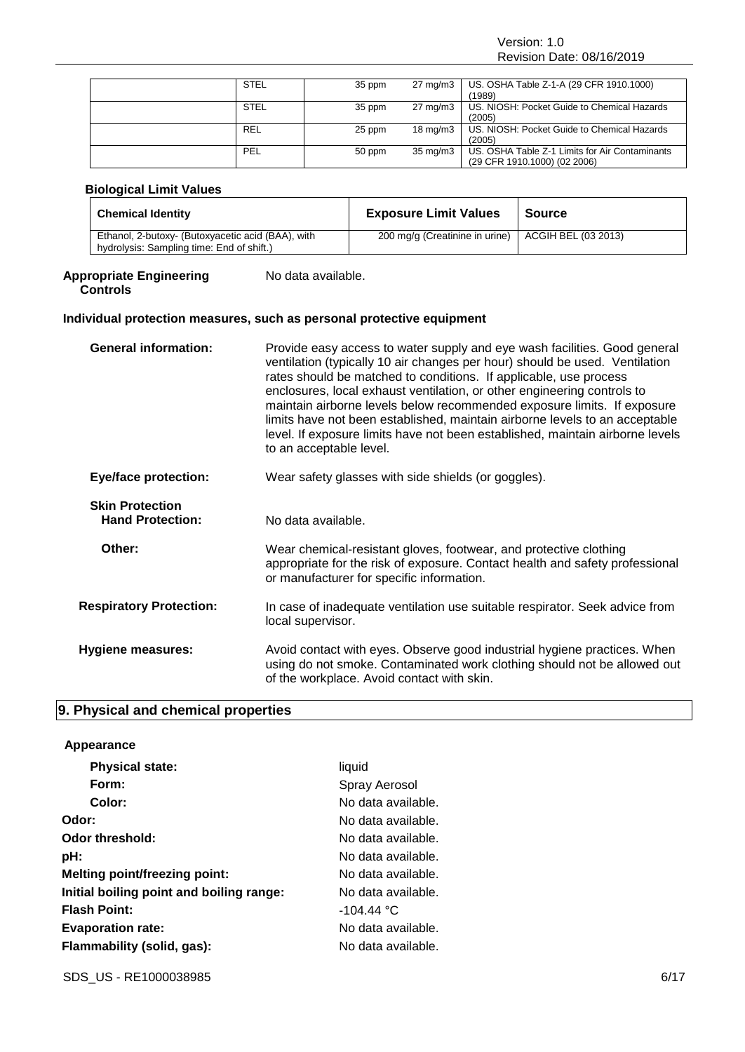| | STEL | 35 ppm | 27 mg/m3 | US. OSHA Table Z-1-A (29 CFR 1910.1000) (1989) |
|---|---|---|---|---|
| | STEL | 35 ppm | 27 mg/m3 | US. NIOSH: Pocket Guide to Chemical Hazards (2005) |
| | REL | 25 ppm | 18 mg/m3 | US. NIOSH: Pocket Guide to Chemical Hazards (2005) |
| | PEL | 50 ppm | 35 mg/m3 | US. OSHA Table Z-1 Limits for Air Contaminants (29 CFR 1910.1000) (02 2006) |

### Biological Limit Values

| Chemical Identity | Exposure Limit Values | Source |
|---|---|---|
| Ethanol, 2-butoxy- (Butoxyacetic acid (BAA), with hydrolysis: Sampling time: End of shift.) | 200 mg/g (Creatinine in urine) | ACGIH BEL (03 2013) |

**Appropriate Engineering Controls** No data available.

### Individual protection measures, such as personal protective equipment

**General information:** Provide easy access to water supply and eye wash facilities. Good general ventilation (typically 10 air changes per hour) should be used. Ventilation rates should be matched to conditions. If applicable, use process enclosures, local exhaust ventilation, or other engineering controls to maintain airborne levels below recommended exposure limits. If exposure limits have not been established, maintain airborne levels to an acceptable level. If exposure limits have not been established, maintain airborne levels to an acceptable level.

**Eye/face protection:** Wear safety glasses with side shields (or goggles).

**Skin Protection**

**Hand Protection:** No data available.

**Other:** Wear chemical-resistant gloves, footwear, and protective clothing appropriate for the risk of exposure. Contact health and safety professional or manufacturer for specific information.

**Respiratory Protection:** In case of inadequate ventilation use suitable respirator. Seek advice from local supervisor.

**Hygiene measures:** Avoid contact with eyes. Observe good industrial hygiene practices. When using do not smoke. Contaminated work clothing should not be allowed out of the workplace. Avoid contact with skin.

## 9. Physical and chemical properties

**Appearance**

| | |
|---|---|
| **Physical state:** | liquid |
| **Form:** | Spray Aerosol |
| **Color:** | No data available. |
| **Odor:** | No data available. |
| **Odor threshold:** | No data available. |
| **pH:** | No data available. |
| **Melting point/freezing point:** | No data available. |
| **Initial boiling point and boiling range:** | No data available. |
| **Flash Point:** | -104.44 °C |
| **Evaporation rate:** | No data available. |
| **Flammability (solid, gas):** | No data available. |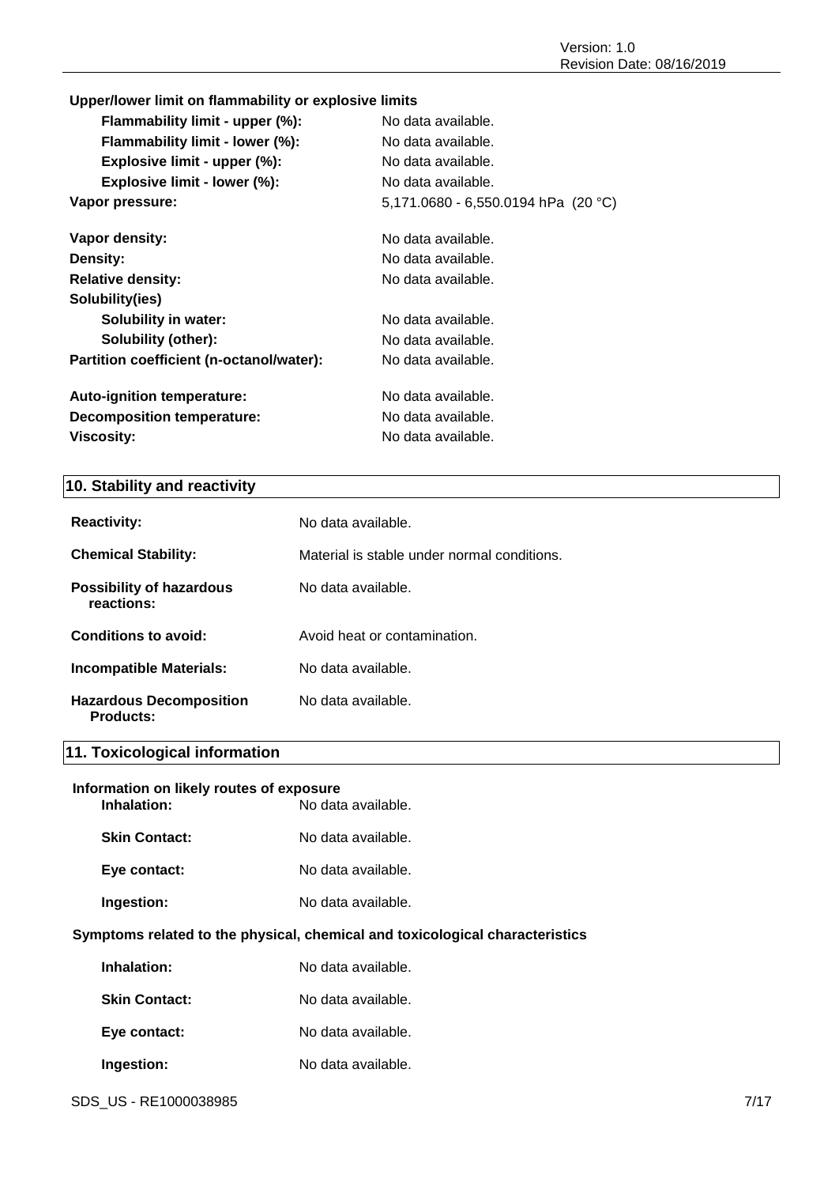**Upper/lower limit on flammability or explosive limits**

| | |
|---|---|
| **Flammability limit - upper (%):** | No data available. |
| **Flammability limit - lower (%):** | No data available. |
| **Explosive limit - upper (%):** | No data available. |
| **Explosive limit - lower (%):** | No data available. |
| **Vapor pressure:** | 5,171.0680 - 6,550.0194 hPa (20 °C) |
| **Vapor density:** | No data available. |
| **Density:** | No data available. |
| **Relative density:** | No data available. |
| **Solubility(ies)** | |
| **Solubility in water:** | No data available. |
| **Solubility (other):** | No data available. |
| **Partition coefficient (n-octanol/water):** | No data available. |
| **Auto-ignition temperature:** | No data available. |
| **Decomposition temperature:** | No data available. |
| **Viscosity:** | No data available. |

## 10. Stability and reactivity

| | |
|---|---|
| **Reactivity:** | No data available. |
| **Chemical Stability:** | Material is stable under normal conditions. |
| **Possibility of hazardous reactions:** | No data available. |
| **Conditions to avoid:** | Avoid heat or contamination. |
| **Incompatible Materials:** | No data available. |
| **Hazardous Decomposition Products:** | No data available. |

## 11. Toxicological information

**Information on likely routes of exposure**

| | |
|---|---|
| **Inhalation:** | No data available. |
| **Skin Contact:** | No data available. |
| **Eye contact:** | No data available. |
| **Ingestion:** | No data available. |

**Symptoms related to the physical, chemical and toxicological characteristics**

| | |
|---|---|
| **Inhalation:** | No data available. |
| **Skin Contact:** | No data available. |
| **Eye contact:** | No data available. |
| **Ingestion:** | No data available. |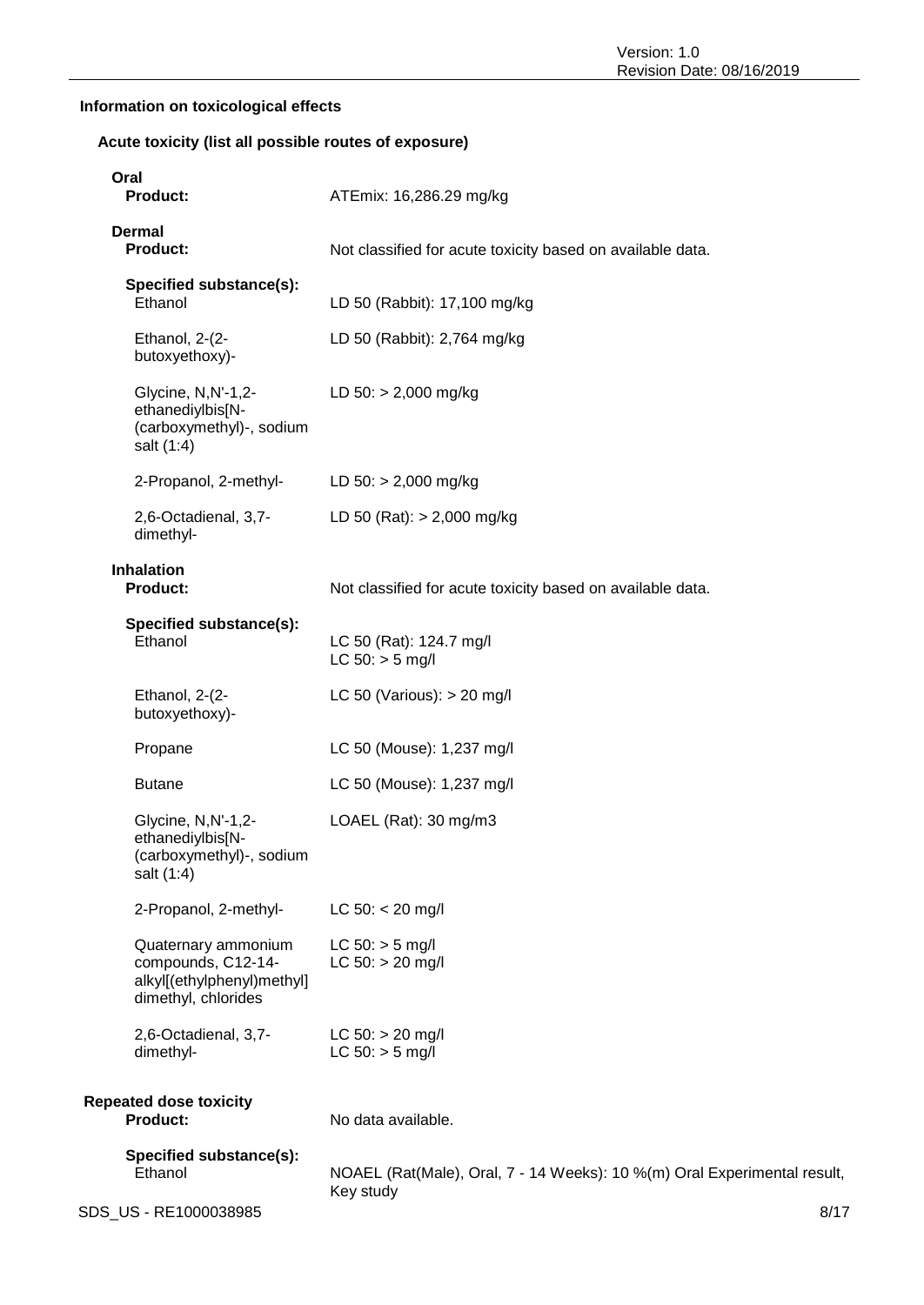### Information on toxicological effects

#### Acute toxicity (list all possible routes of exposure)

**Oral**

**Product:** ATEmix: 16,286.29 mg/kg

**Dermal**

**Product:** Not classified for acute toxicity based on available data.

**Specified substance(s):**

| | |
|---|---|
| Ethanol | LD 50 (Rabbit): 17,100 mg/kg |
| Ethanol, 2-(2-butoxyethoxy)- | LD 50 (Rabbit): 2,764 mg/kg |
| Glycine, N,N'-1,2-ethanediylbis[N-(carboxymethyl)-, sodium salt (1:4) | LD 50: > 2,000 mg/kg |
| 2-Propanol, 2-methyl- | LD 50: > 2,000 mg/kg |
| 2,6-Octadienal, 3,7-dimethyl- | LD 50 (Rat): > 2,000 mg/kg |

**Inhalation**

**Product:** Not classified for acute toxicity based on available data.

**Specified substance(s):**

| | |
|---|---|
| Ethanol | LC 50 (Rat): 124.7 mg/l<br>LC 50: > 5 mg/l |
| Ethanol, 2-(2-butoxyethoxy)- | LC 50 (Various): > 20 mg/l |
| Propane | LC 50 (Mouse): 1,237 mg/l |
| Butane | LC 50 (Mouse): 1,237 mg/l |
| Glycine, N,N'-1,2-ethanediylbis[N-(carboxymethyl)-, sodium salt (1:4) | LOAEL (Rat): 30 mg/m3 |
| 2-Propanol, 2-methyl- | LC 50: < 20 mg/l |
| Quaternary ammonium compounds, C12-14-alkyl[(ethylphenyl)methyl] dimethyl, chlorides | LC 50: > 5 mg/l<br>LC 50: > 20 mg/l |
| 2,6-Octadienal, 3,7-dimethyl- | LC 50: > 20 mg/l<br>LC 50: > 5 mg/l |

#### Repeated dose toxicity

**Product:** No data available.

**Specified substance(s):**

| | |
|---|---|
| Ethanol | NOAEL (Rat(Male), Oral, 7 - 14 Weeks): 10 %(m) Oral Experimental result, Key study |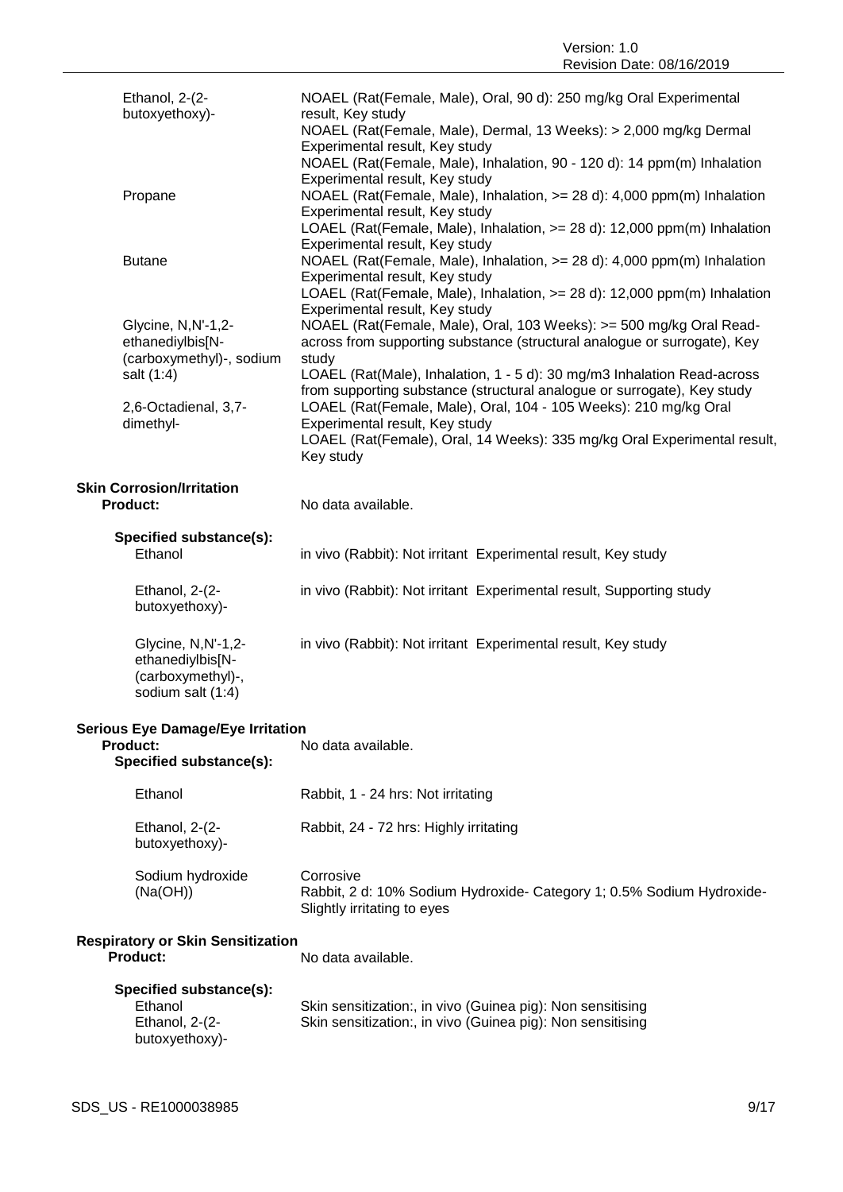| | |
|---|---|
| Ethanol, 2-(2-butoxyethoxy)- | NOAEL (Rat(Female, Male), Oral, 90 d): 250 mg/kg Oral Experimental result, Key study<br>NOAEL (Rat(Female, Male), Dermal, 13 Weeks): > 2,000 mg/kg Dermal Experimental result, Key study<br>NOAEL (Rat(Female, Male), Inhalation, 90 - 120 d): 14 ppm(m) Inhalation Experimental result, Key study |
| Propane | NOAEL (Rat(Female, Male), Inhalation, >= 28 d): 4,000 ppm(m) Inhalation Experimental result, Key study<br>LOAEL (Rat(Female, Male), Inhalation, >= 28 d): 12,000 ppm(m) Inhalation Experimental result, Key study |
| Butane | NOAEL (Rat(Female, Male), Inhalation, >= 28 d): 4,000 ppm(m) Inhalation Experimental result, Key study<br>LOAEL (Rat(Female, Male), Inhalation, >= 28 d): 12,000 ppm(m) Inhalation Experimental result, Key study |
| Glycine, N,N'-1,2-ethanediylbis[N-(carboxymethyl)-, sodium salt (1:4) | NOAEL (Rat(Female, Male), Oral, 103 Weeks): >= 500 mg/kg Oral Read-across from supporting substance (structural analogue or surrogate), Key study<br>LOAEL (Rat(Male), Inhalation, 1 - 5 d): 30 mg/m3 Inhalation Read-across from supporting substance (structural analogue or surrogate), Key study |
| 2,6-Octadienal, 3,7-dimethyl- | LOAEL (Rat(Female, Male), Oral, 104 - 105 Weeks): 210 mg/kg Oral Experimental result, Key study<br>LOAEL (Rat(Female), Oral, 14 Weeks): 335 mg/kg Oral Experimental result, Key study |

**Skin Corrosion/Irritation**

**Product:** No data available.

**Specified substance(s):**

| | |
|---|---|
| Ethanol | in vivo (Rabbit): Not irritant Experimental result, Key study |
| Ethanol, 2-(2-butoxyethoxy)- | in vivo (Rabbit): Not irritant Experimental result, Supporting study |
| Glycine, N,N'-1,2-ethanediylbis[N-(carboxymethyl)-, sodium salt (1:4) | in vivo (Rabbit): Not irritant Experimental result, Key study |

**Serious Eye Damage/Eye Irritation**

**Product:** No data available.

**Specified substance(s):**

| | |
|---|---|
| Ethanol | Rabbit, 1 - 24 hrs: Not irritating |
| Ethanol, 2-(2-butoxyethoxy)- | Rabbit, 24 - 72 hrs: Highly irritating |
| Sodium hydroxide (Na(OH)) | Corrosive<br>Rabbit, 2 d: 10% Sodium Hydroxide- Category 1; 0.5% Sodium Hydroxide- Slightly irritating to eyes |

**Respiratory or Skin Sensitization**

**Product:** No data available.

**Specified substance(s):**

| | |
|---|---|
| Ethanol | Skin sensitization:, in vivo (Guinea pig): Non sensitising |
| Ethanol, 2-(2-butoxyethoxy)- | Skin sensitization:, in vivo (Guinea pig): Non sensitising |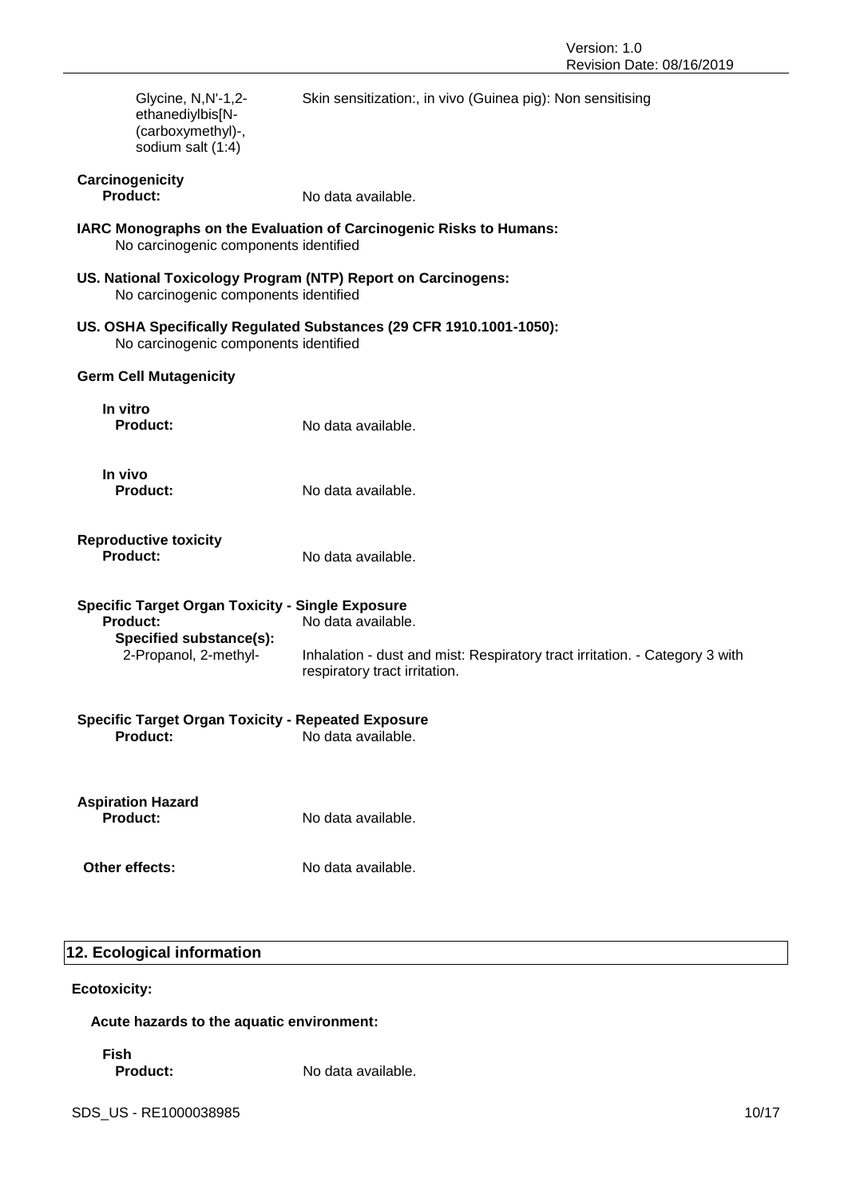| | |
|---|---|
| Glycine, N,N'-1,2-ethanediylbis[N-(carboxymethyl)-, sodium salt (1:4) | Skin sensitization:, in vivo (Guinea pig): Non sensitising |

**Carcinogenicity**

**Product:** No data available.

**IARC Monographs on the Evaluation of Carcinogenic Risks to Humans:**
No carcinogenic components identified

**US. National Toxicology Program (NTP) Report on Carcinogens:**
No carcinogenic components identified

**US. OSHA Specifically Regulated Substances (29 CFR 1910.1001-1050):**
No carcinogenic components identified

**Germ Cell Mutagenicity**

**In vitro**

**Product:** No data available.

**In vivo**

**Product:** No data available.

**Reproductive toxicity**

**Product:** No data available.

**Specific Target Organ Toxicity - Single Exposure**

**Product:** No data available.

**Specified substance(s):**

2-Propanol, 2-methyl- Inhalation - dust and mist: Respiratory tract irritation. - Category 3 with respiratory tract irritation.

**Specific Target Organ Toxicity - Repeated Exposure**

**Product:** No data available.

**Aspiration Hazard**

**Product:** No data available.

**Other effects:** No data available.

## 12. Ecological information

**Ecotoxicity:**

**Acute hazards to the aquatic environment:**

**Fish**

**Product:** No data available.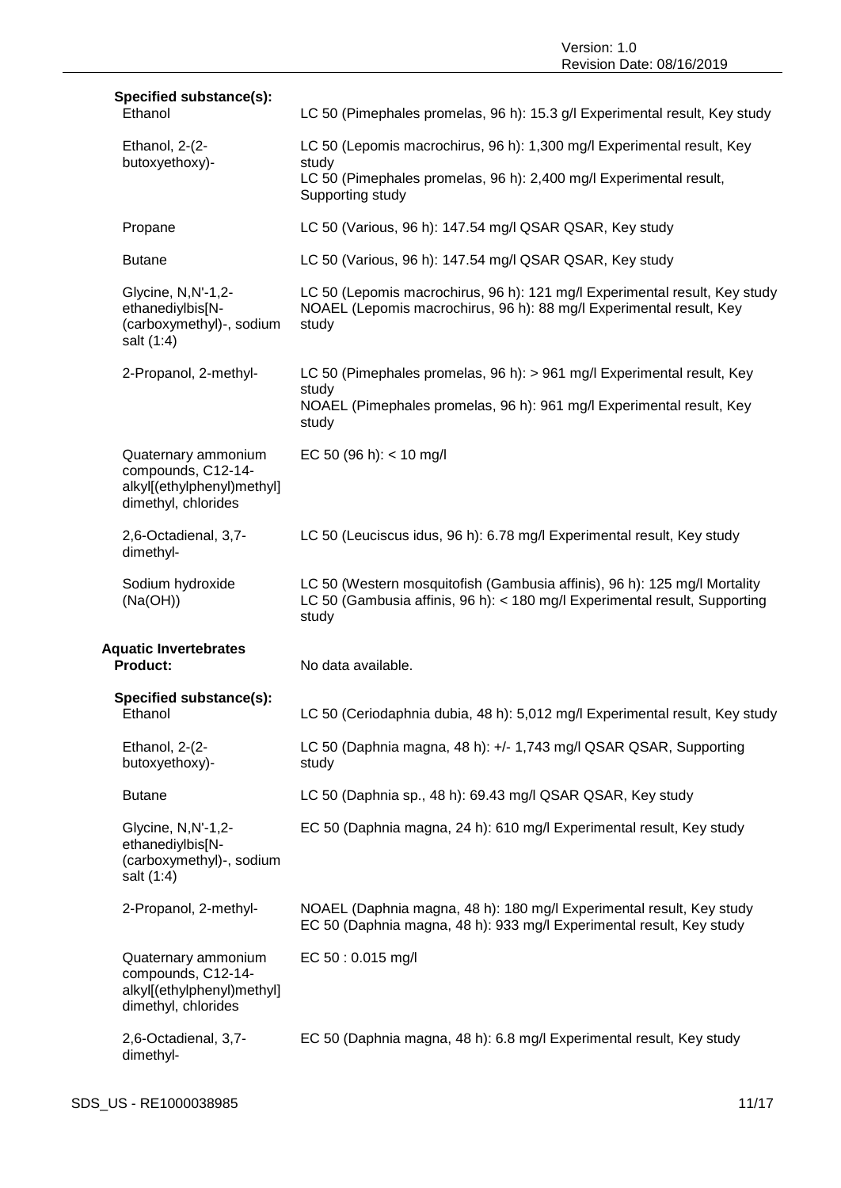**Specified substance(s):**

| | |
|---|---|
| Ethanol | LC 50 (Pimephales promelas, 96 h): 15.3 g/l Experimental result, Key study |
| Ethanol, 2-(2-butoxyethoxy)- | LC 50 (Lepomis macrochirus, 96 h): 1,300 mg/l Experimental result, Key study<br>LC 50 (Pimephales promelas, 96 h): 2,400 mg/l Experimental result, Supporting study |
| Propane | LC 50 (Various, 96 h): 147.54 mg/l QSAR QSAR, Key study |
| Butane | LC 50 (Various, 96 h): 147.54 mg/l QSAR QSAR, Key study |
| Glycine, N,N'-1,2-ethanediylbis[N-(carboxymethyl)-, sodium salt (1:4) | LC 50 (Lepomis macrochirus, 96 h): 121 mg/l Experimental result, Key study<br>NOAEL (Lepomis macrochirus, 96 h): 88 mg/l Experimental result, Key study |
| 2-Propanol, 2-methyl- | LC 50 (Pimephales promelas, 96 h): > 961 mg/l Experimental result, Key study<br>NOAEL (Pimephales promelas, 96 h): 961 mg/l Experimental result, Key study |
| Quaternary ammonium compounds, C12-14-alkyl[(ethylphenyl)methyl] dimethyl, chlorides | EC 50 (96 h): < 10 mg/l |
| 2,6-Octadienal, 3,7-dimethyl- | LC 50 (Leuciscus idus, 96 h): 6.78 mg/l Experimental result, Key study |
| Sodium hydroxide (Na(OH)) | LC 50 (Western mosquitofish (Gambusia affinis), 96 h): 125 mg/l Mortality<br>LC 50 (Gambusia affinis, 96 h): < 180 mg/l Experimental result, Supporting study |

**Aquatic Invertebrates**

**Product:** No data available.

**Specified substance(s):**

| | |
|---|---|
| Ethanol | LC 50 (Ceriodaphnia dubia, 48 h): 5,012 mg/l Experimental result, Key study |
| Ethanol, 2-(2-butoxyethoxy)- | LC 50 (Daphnia magna, 48 h): +/- 1,743 mg/l QSAR QSAR, Supporting study |
| Butane | LC 50 (Daphnia sp., 48 h): 69.43 mg/l QSAR QSAR, Key study |
| Glycine, N,N'-1,2-ethanediylbis[N-(carboxymethyl)-, sodium salt (1:4) | EC 50 (Daphnia magna, 24 h): 610 mg/l Experimental result, Key study |
| 2-Propanol, 2-methyl- | NOAEL (Daphnia magna, 48 h): 180 mg/l Experimental result, Key study<br>EC 50 (Daphnia magna, 48 h): 933 mg/l Experimental result, Key study |
| Quaternary ammonium compounds, C12-14-alkyl[(ethylphenyl)methyl] dimethyl, chlorides | EC 50 : 0.015 mg/l |
| 2,6-Octadienal, 3,7-dimethyl- | EC 50 (Daphnia magna, 48 h): 6.8 mg/l Experimental result, Key study |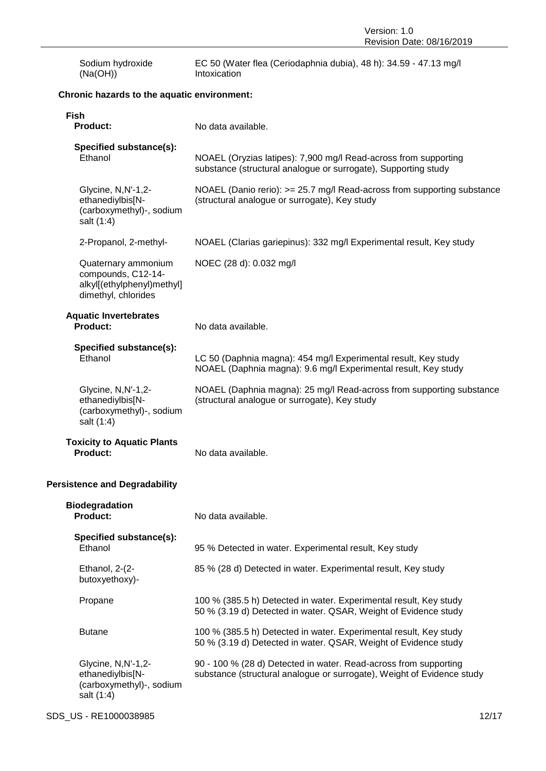| | |
|---|---|
| Sodium hydroxide (Na(OH)) | EC 50 (Water flea (Ceriodaphnia dubia), 48 h): 34.59 - 47.13 mg/l Intoxication |

**Chronic hazards to the aquatic environment:**

**Fish**

| | |
|---|---|
| **Product:** | No data available. |
| **Specified substance(s):** | |
| Ethanol | NOAEL (Oryzias latipes): 7,900 mg/l Read-across from supporting substance (structural analogue or surrogate), Supporting study |
| Glycine, N,N'-1,2-ethanediylbis[N-(carboxymethyl)-, sodium salt (1:4) | NOAEL (Danio rerio): >= 25.7 mg/l Read-across from supporting substance (structural analogue or surrogate), Key study |
| 2-Propanol, 2-methyl- | NOAEL (Clarias gariepinus): 332 mg/l Experimental result, Key study |
| Quaternary ammonium compounds, C12-14-alkyl[(ethylphenyl)methyl] dimethyl, chlorides | NOEC (28 d): 0.032 mg/l |

**Aquatic Invertebrates**

| | |
|---|---|
| **Product:** | No data available. |
| **Specified substance(s):** | |
| Ethanol | LC 50 (Daphnia magna): 454 mg/l Experimental result, Key study<br>NOAEL (Daphnia magna): 9.6 mg/l Experimental result, Key study |
| Glycine, N,N'-1,2-ethanediylbis[N-(carboxymethyl)-, sodium salt (1:4) | NOAEL (Daphnia magna): 25 mg/l Read-across from supporting substance (structural analogue or surrogate), Key study |

**Toxicity to Aquatic Plants**

| | |
|---|---|
| **Product:** | No data available. |

**Persistence and Degradability**

**Biodegradation**

| | |
|---|---|
| **Product:** | No data available. |
| **Specified substance(s):** | |
| Ethanol | 95 % Detected in water. Experimental result, Key study |
| Ethanol, 2-(2-butoxyethoxy)- | 85 % (28 d) Detected in water. Experimental result, Key study |
| Propane | 100 % (385.5 h) Detected in water. Experimental result, Key study<br>50 % (3.19 d) Detected in water. QSAR, Weight of Evidence study |
| Butane | 100 % (385.5 h) Detected in water. Experimental result, Key study<br>50 % (3.19 d) Detected in water. QSAR, Weight of Evidence study |
| Glycine, N,N'-1,2-ethanediylbis[N-(carboxymethyl)-, sodium salt (1:4) | 90 - 100 % (28 d) Detected in water. Read-across from supporting substance (structural analogue or surrogate), Weight of Evidence study |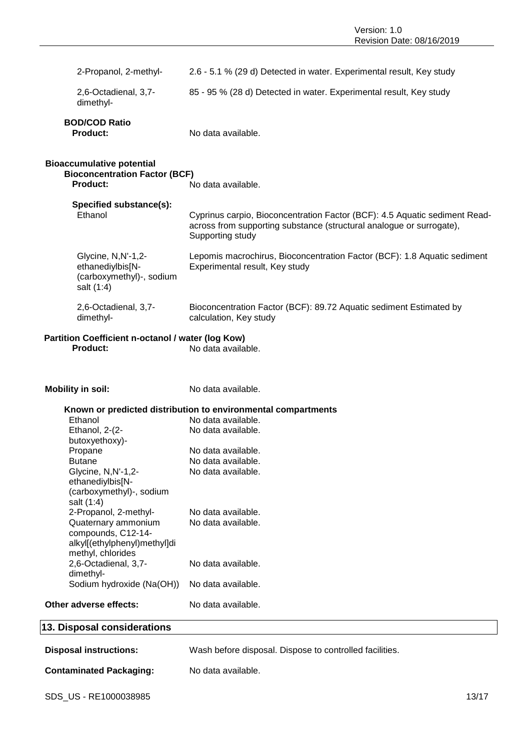| | |
|---|---|
| 2-Propanol, 2-methyl- | 2.6 - 5.1 % (29 d) Detected in water. Experimental result, Key study |
| 2,6-Octadienal, 3,7-dimethyl- | 85 - 95 % (28 d) Detected in water. Experimental result, Key study |

**BOD/COD Ratio**

**Product:** No data available.

**Bioaccumulative potential**

**Bioconcentration Factor (BCF)**

**Product:** No data available.

**Specified substance(s):**

| | |
|---|---|
| Ethanol | Cyprinus carpio, Bioconcentration Factor (BCF): 4.5 Aquatic sediment Read-across from supporting substance (structural analogue or surrogate), Supporting study |
| Glycine, N,N'-1,2-ethanediylbis[N-(carboxymethyl)-, sodium salt (1:4) | Lepomis macrochirus, Bioconcentration Factor (BCF): 1.8 Aquatic sediment Experimental result, Key study |
| 2,6-Octadienal, 3,7-dimethyl- | Bioconcentration Factor (BCF): 89.72 Aquatic sediment Estimated by calculation, Key study |

**Partition Coefficient n-octanol / water (log Kow)**

**Product:** No data available.

**Mobility in soil:** No data available.

**Known or predicted distribution to environmental compartments**

| | |
|---|---|
| Ethanol | No data available. |
| Ethanol, 2-(2-butoxyethoxy)- | No data available. |
| Propane | No data available. |
| Butane | No data available. |
| Glycine, N,N'-1,2-ethanediylbis[N-(carboxymethyl)-, sodium salt (1:4) | No data available. |
| 2-Propanol, 2-methyl- | No data available. |
| Quaternary ammonium compounds, C12-14-alkyl[(ethylphenyl)methyl]dimethyl, chlorides | No data available. |
| 2,6-Octadienal, 3,7-dimethyl- | No data available. |
| Sodium hydroxide (Na(OH)) | No data available. |

**Other adverse effects:** No data available.

## 13. Disposal considerations

**Disposal instructions:** Wash before disposal. Dispose to controlled facilities.

**Contaminated Packaging:** No data available.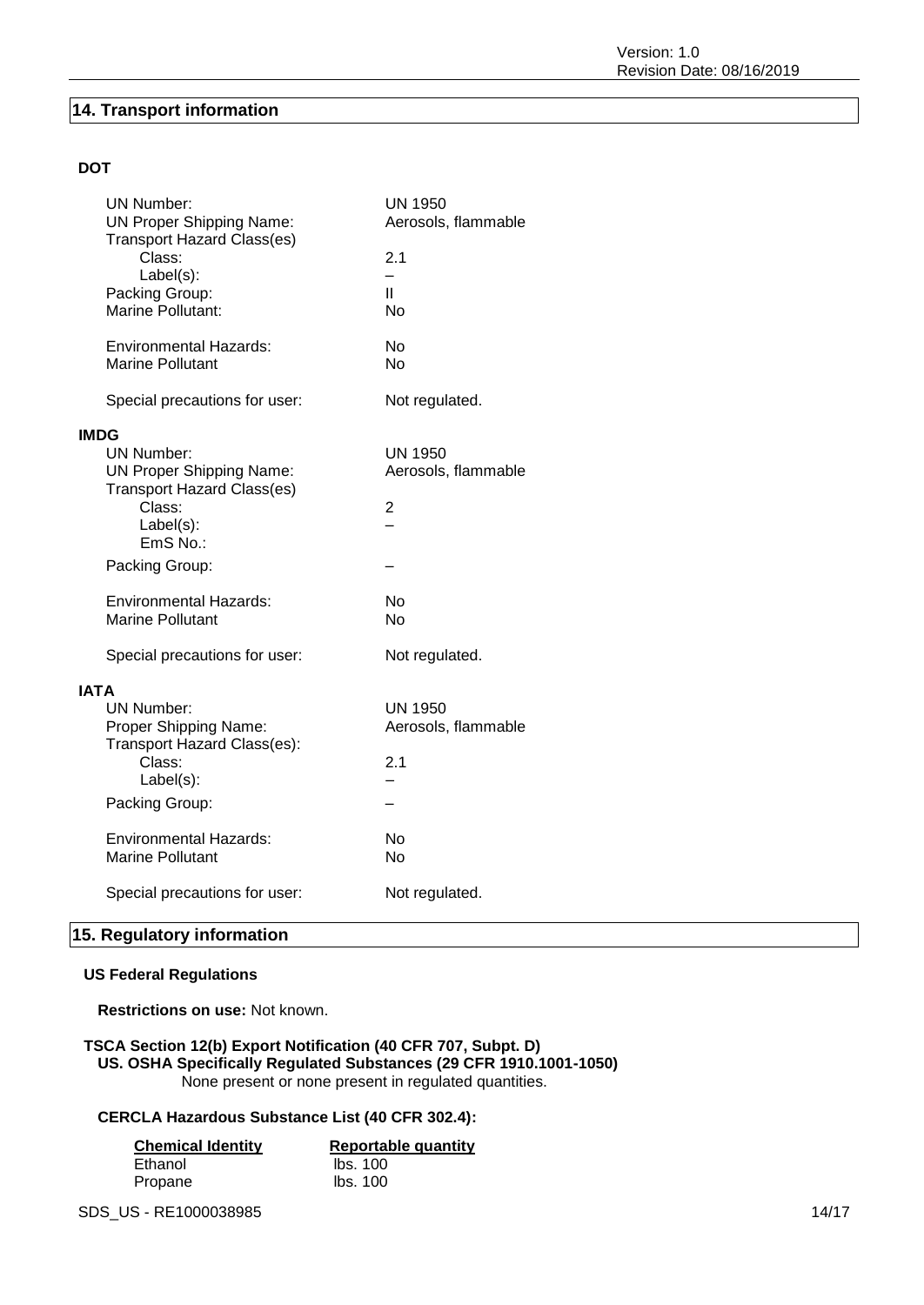## 14. Transport information

### DOT

| | |
|---|---|
| UN Number: | UN 1950 |
| UN Proper Shipping Name: | Aerosols, flammable |
| Transport Hazard Class(es) | |
| Class: | 2.1 |
| Label(s): | – |
| Packing Group: | II |
| Marine Pollutant: | No |
| Environmental Hazards: | No |
| Marine Pollutant | No |
| Special precautions for user: | Not regulated. |

### IMDG

| | |
|---|---|
| UN Number: | UN 1950 |
| UN Proper Shipping Name: | Aerosols, flammable |
| Transport Hazard Class(es) | |
| Class: | 2 |
| Label(s): | – |
| EmS No.: | |
| Packing Group: | – |
| Environmental Hazards: | No |
| Marine Pollutant | No |
| Special precautions for user: | Not regulated. |

### IATA

| | |
|---|---|
| UN Number: | UN 1950 |
| Proper Shipping Name: | Aerosols, flammable |
| Transport Hazard Class(es): | |
| Class: | 2.1 |
| Label(s): | – |
| Packing Group: | – |
| Environmental Hazards: | No |
| Marine Pollutant | No |
| Special precautions for user: | Not regulated. |

## 15. Regulatory information

### US Federal Regulations

**Restrictions on use:** Not known.

**TSCA Section 12(b) Export Notification (40 CFR 707, Subpt. D)**

**US. OSHA Specifically Regulated Substances (29 CFR 1910.1001-1050)**

None present or none present in regulated quantities.

**CERCLA Hazardous Substance List (40 CFR 302.4):**

| Chemical Identity | Reportable quantity |
|---|---|
| Ethanol | lbs. 100 |
| Propane | lbs. 100 |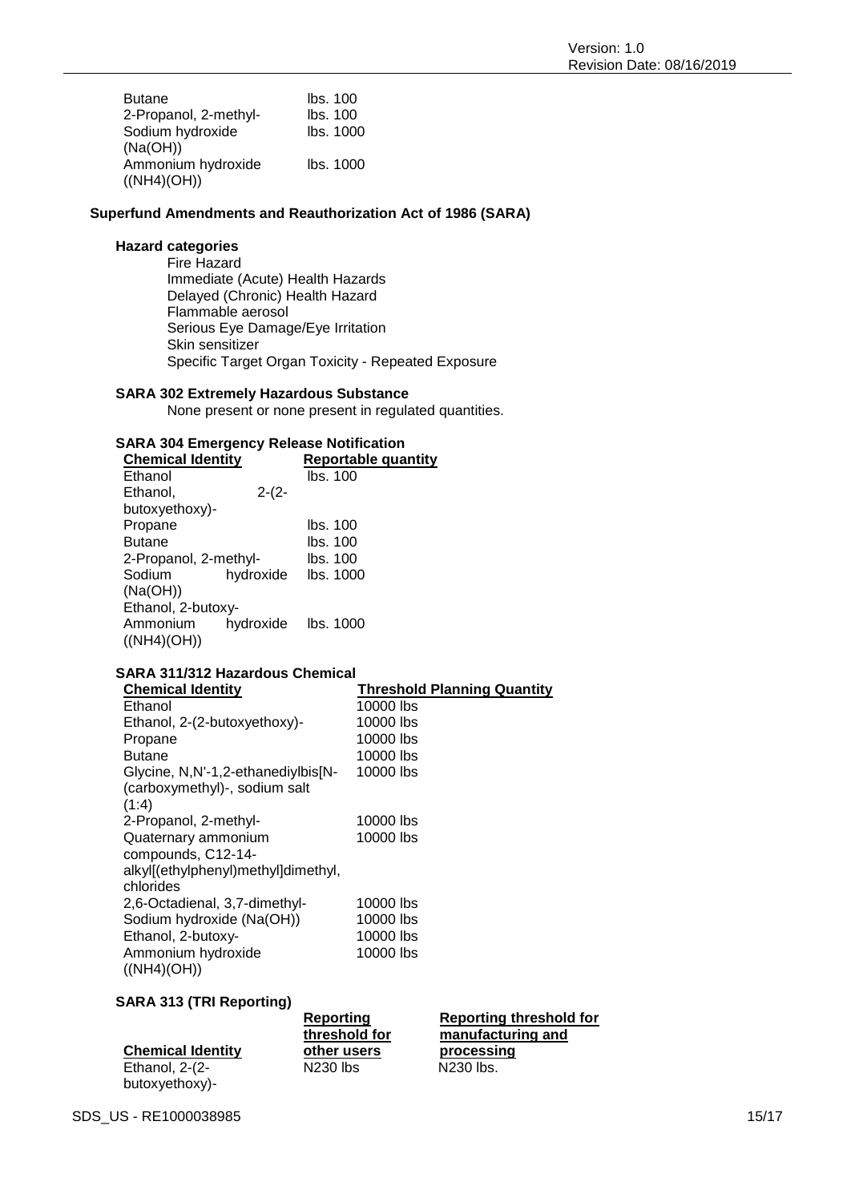| | |
|---|---|
| Butane | lbs. 100 |
| 2-Propanol, 2-methyl- | lbs. 100 |
| Sodium hydroxide (Na(OH)) | lbs. 1000 |
| Ammonium hydroxide ((NH4)(OH)) | lbs. 1000 |

### Superfund Amendments and Reauthorization Act of 1986 (SARA)

#### Hazard categories

Fire Hazard
Immediate (Acute) Health Hazards
Delayed (Chronic) Health Hazard
Flammable aerosol
Serious Eye Damage/Eye Irritation
Skin sensitizer
Specific Target Organ Toxicity - Repeated Exposure

#### SARA 302 Extremely Hazardous Substance

None present or none present in regulated quantities.

#### SARA 304 Emergency Release Notification

| Chemical Identity | Reportable quantity |
|---|---|
| Ethanol | lbs. 100 |
| Ethanol, 2-(2-butoxyethoxy)- | |
| Propane | lbs. 100 |
| Butane | lbs. 100 |
| 2-Propanol, 2-methyl- | lbs. 100 |
| Sodium hydroxide (Na(OH)) | lbs. 1000 |
| Ethanol, 2-butoxy- | |
| Ammonium hydroxide ((NH4)(OH)) | lbs. 1000 |

#### SARA 311/312 Hazardous Chemical

| Chemical Identity | Threshold Planning Quantity |
|---|---|
| Ethanol | 10000 lbs |
| Ethanol, 2-(2-butoxyethoxy)- | 10000 lbs |
| Propane | 10000 lbs |
| Butane | 10000 lbs |
| Glycine, N,N'-1,2-ethanediylbis[N-(carboxymethyl)-, sodium salt (1:4) | 10000 lbs |
| 2-Propanol, 2-methyl- | 10000 lbs |
| Quaternary ammonium compounds, C12-14-alkyl[(ethylphenyl)methyl]dimethyl, chlorides | 10000 lbs |
| 2,6-Octadienal, 3,7-dimethyl- | 10000 lbs |
| Sodium hydroxide (Na(OH)) | 10000 lbs |
| Ethanol, 2-butoxy- | 10000 lbs |
| Ammonium hydroxide ((NH4)(OH)) | 10000 lbs |

#### SARA 313 (TRI Reporting)

| Chemical Identity | Reporting threshold for other users | Reporting threshold for manufacturing and processing |
|---|---|---|
| Ethanol, 2-(2-butoxyethoxy)- | N230 lbs | N230 lbs. |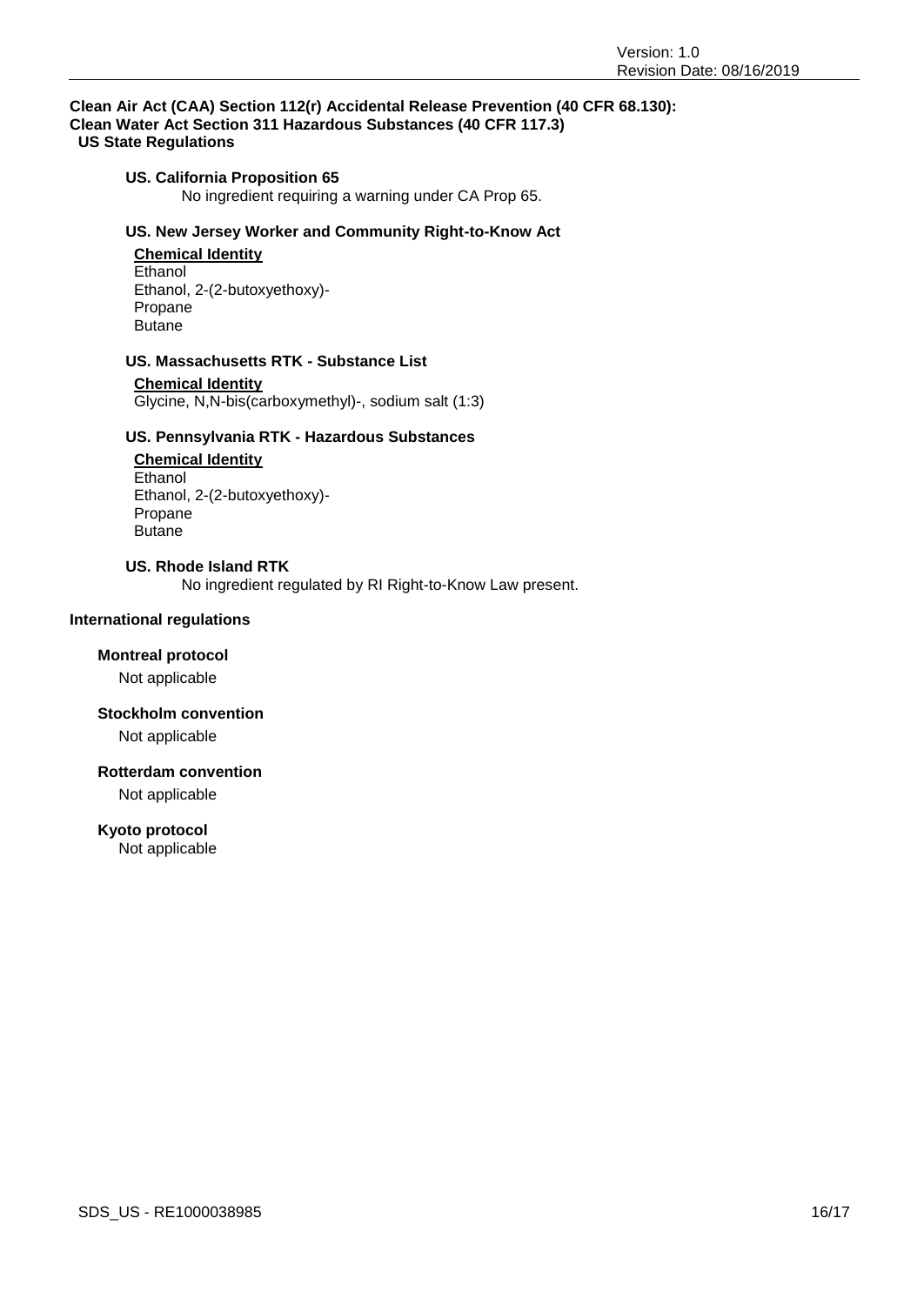**Clean Air Act (CAA) Section 112(r) Accidental Release Prevention (40 CFR 68.130):**

**Clean Water Act Section 311 Hazardous Substances (40 CFR 117.3)**

**US State Regulations**

**US. California Proposition 65**

No ingredient requiring a warning under CA Prop 65.

**US. New Jersey Worker and Community Right-to-Know Act**

**Chemical Identity**

Ethanol
Ethanol, 2-(2-butoxyethoxy)-
Propane
Butane

**US. Massachusetts RTK - Substance List**

**Chemical Identity**

Glycine, N,N-bis(carboxymethyl)-, sodium salt (1:3)

**US. Pennsylvania RTK - Hazardous Substances**

**Chemical Identity**

Ethanol
Ethanol, 2-(2-butoxyethoxy)-
Propane
Butane

**US. Rhode Island RTK**

No ingredient regulated by RI Right-to-Know Law present.

**International regulations**

**Montreal protocol**

Not applicable

**Stockholm convention**

Not applicable

**Rotterdam convention**

Not applicable

**Kyoto protocol**

Not applicable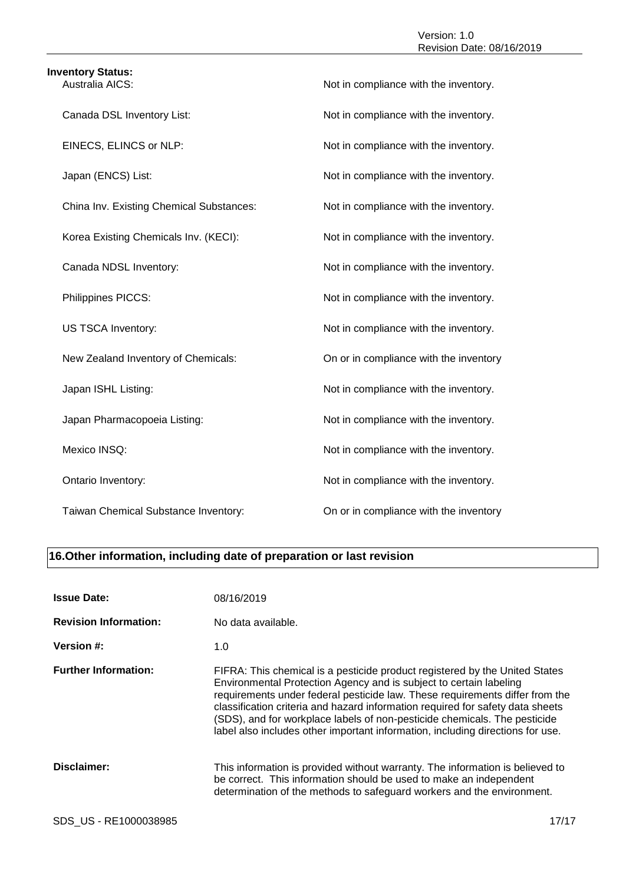**Inventory Status:**

| | |
|---|---|
| Australia AICS: | Not in compliance with the inventory. |
| Canada DSL Inventory List: | Not in compliance with the inventory. |
| EINECS, ELINCS or NLP: | Not in compliance with the inventory. |
| Japan (ENCS) List: | Not in compliance with the inventory. |
| China Inv. Existing Chemical Substances: | Not in compliance with the inventory. |
| Korea Existing Chemicals Inv. (KECI): | Not in compliance with the inventory. |
| Canada NDSL Inventory: | Not in compliance with the inventory. |
| Philippines PICCS: | Not in compliance with the inventory. |
| US TSCA Inventory: | Not in compliance with the inventory. |
| New Zealand Inventory of Chemicals: | On or in compliance with the inventory |
| Japan ISHL Listing: | Not in compliance with the inventory. |
| Japan Pharmacopoeia Listing: | Not in compliance with the inventory. |
| Mexico INSQ: | Not in compliance with the inventory. |
| Ontario Inventory: | Not in compliance with the inventory. |
| Taiwan Chemical Substance Inventory: | On or in compliance with the inventory |

## 16.Other information, including date of preparation or last revision

| | |
|---|---|
| **Issue Date:** | 08/16/2019 |
| **Revision Information:** | No data available. |
| **Version #:** | 1.0 |
| **Further Information:** | FIFRA: This chemical is a pesticide product registered by the United States Environmental Protection Agency and is subject to certain labeling requirements under federal pesticide law. These requirements differ from the classification criteria and hazard information required for safety data sheets (SDS), and for workplace labels of non-pesticide chemicals. The pesticide label also includes other important information, including directions for use. |
| **Disclaimer:** | This information is provided without warranty. The information is believed to be correct. This information should be used to make an independent determination of the methods to safeguard workers and the environment. |